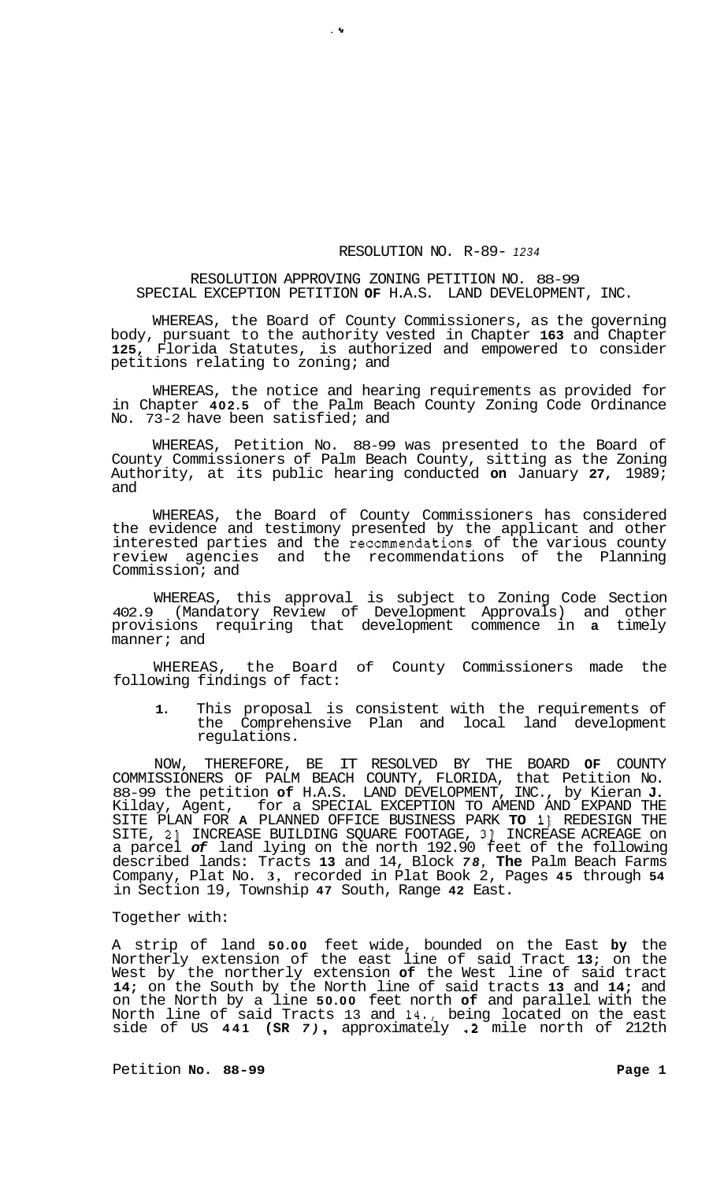RESOLUTION NO. R-89- *1234*

RESOLUTION APPROVING ZONING PETITION NO. 88-99
SPECIAL EXCEPTION PETITION OF H.A.S. LAND DEVELOPMENT, INC.

WHEREAS, the Board of County Commissioners, as the governing body, pursuant to the authority vested in Chapter 163 and Chapter 125, Florida Statutes, is authorized and empowered to consider petitions relating to zoning; and

WHEREAS, the notice and hearing requirements as provided for in Chapter 402.5 of the Palm Beach County Zoning Code Ordinance No. 73-2 have been satisfied; and

WHEREAS, Petition No. 88-99 was presented to the Board of County Commissioners of Palm Beach County, sitting as the Zoning Authority, at its public hearing conducted on January 27, 1989; and

WHEREAS, the Board of County Commissioners has considered the evidence and testimony presented by the applicant and other interested parties and the recommendations of the various county review agencies and the recommendations of the Planning Commission; and

WHEREAS, this approval is subject to Zoning Code Section 402.9 (Mandatory Review of Development Approvals) and other provisions requiring that development commence in a timely manner; and

WHEREAS, the Board of County Commissioners made the following findings of fact:

1. This proposal is consistent with the requirements of the Comprehensive Plan and local land development regulations.

NOW, THEREFORE, BE IT RESOLVED BY THE BOARD OF COUNTY COMMISSIONERS OF PALM BEACH COUNTY, FLORIDA, that Petition No. 88-99 the petition of H.A.S. LAND DEVELOPMENT, INC., by Kieran J. Kilday, Agent, for a SPECIAL EXCEPTION TO AMEND AND EXPAND THE SITE PLAN FOR A PLANNED OFFICE BUSINESS PARK TO 1) REDESIGN THE SITE, 2) INCREASE BUILDING SQUARE FOOTAGE, 3) INCREASE ACREAGE on a parcel of land lying on the north 192.90 feet of the following described lands: Tracts 13 and 14, Block 78, The Palm Beach Farms Company, Plat No. 3, recorded in Plat Book 2, Pages 45 through 54 in Section 19, Township 47 South, Range 42 East.

Together with:

A strip of land 50.00 feet wide, bounded on the East by the Northerly extension of the east line of said Tract 13; on the West by the northerly extension of the West line of said tract 14; on the South by the North line of said tracts 13 and 14; and on the North by a line 50.00 feet north of and parallel with the North line of said Tracts 13 and 14., being located on the east side of US 441 (SR 7), approximately .2 mile north of 212th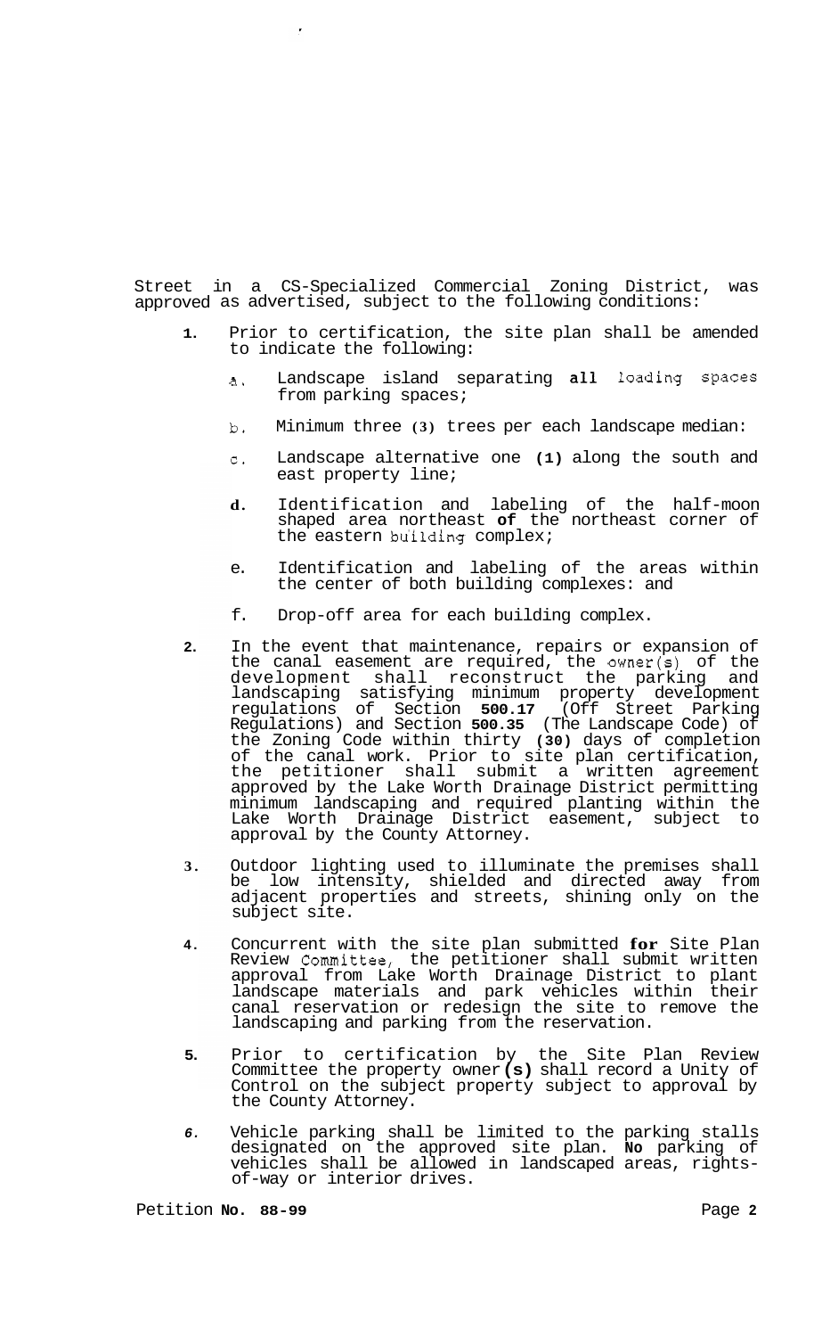Street in a CS-Specialized Commercial Zoning District, was approved as advertised, subject to the following conditions:

1. Prior to certification, the site plan shall be amended to indicate the following:

   a. Landscape island separating all loading spaces from parking spaces;

   b. Minimum three (3) trees per each landscape median:

   c. Landscape alternative one (1) along the south and east property line;

   d. Identification and labeling of the half-moon shaped area northeast of the northeast corner of the eastern building complex;

   e. Identification and labeling of the areas within the center of both building complexes: and

   f. Drop-off area for each building complex.

2. In the event that maintenance, repairs or expansion of the canal easement are required, the owner(s) of the development shall reconstruct the parking and landscaping satisfying minimum property development regulations of Section 500.17 (Off Street Parking Regulations) and Section 500.35 (The Landscape Code) of the Zoning Code within thirty (30) days of completion of the canal work. Prior to site plan certification, the petitioner shall submit a written agreement approved by the Lake Worth Drainage District permitting minimum landscaping and required planting within the Lake Worth Drainage District easement, subject to approval by the County Attorney.

3. Outdoor lighting used to illuminate the premises shall be low intensity, shielded and directed away from adjacent properties and streets, shining only on the subject site.

4. Concurrent with the site plan submitted for Site Plan Review Committee, the petitioner shall submit written approval from Lake Worth Drainage District to plant landscape materials and park vehicles within their canal reservation or redesign the site to remove the landscaping and parking from the reservation.

5. Prior to certification by the Site Plan Review Committee the property owner(s) shall record a Unity of Control on the subject property subject to approval by the County Attorney.

6. Vehicle parking shall be limited to the parking stalls designated on the approved site plan. No parking of vehicles shall be allowed in landscaped areas, rights-of-way or interior drives.

Petition No. 88-99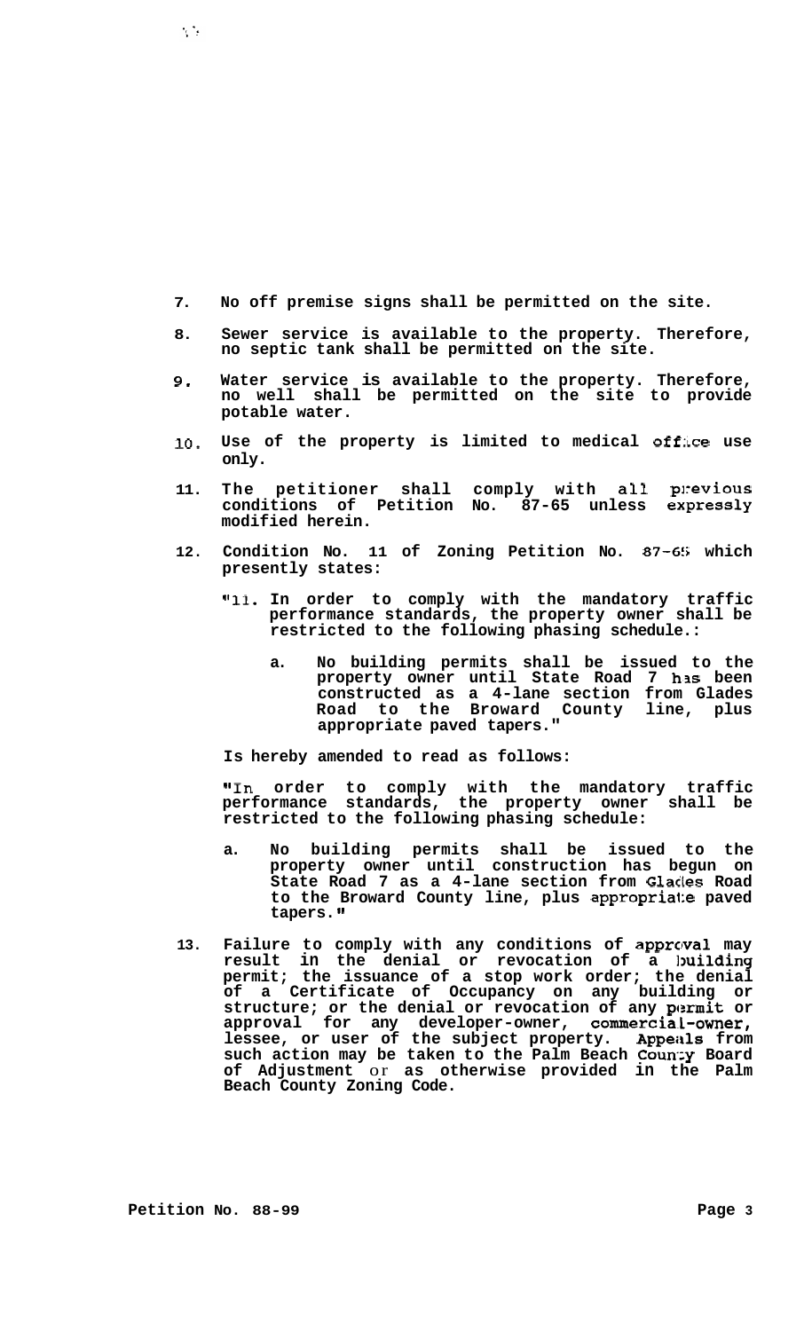7. **No off premise signs shall be permitted on the site.**

8. **Sewer service is available to the property. Therefore, no septic tank shall be permitted on the site.**

9. **Water service is available to the property. Therefore, no well shall be permitted on the site to provide potable water.**

10. **Use of the property is limited to medical office use only.**

11. **The petitioner shall comply with all previous conditions of Petition No. 87-65 unless expressly modified herein.**

12. **Condition No. 11 of Zoning Petition No. 87-65 which presently states:**

    **"11. In order to comply with the mandatory traffic performance standards, the property owner shall be restricted to the following phasing schedule.:**

    **a. No building permits shall be issued to the property owner until State Road 7 has been constructed as a 4-lane section from Glades Road to the Broward County line, plus appropriate paved tapers."**

    **Is hereby amended to read as follows:**

    **"In order to comply with the mandatory traffic performance standards, the property owner shall be restricted to the following phasing schedule:**

    **a. No building permits shall be issued to the property owner until construction has begun on State Road 7 as a 4-lane section from Glades Road to the Broward County line, plus appropriate paved tapers."**

13. **Failure to comply with any conditions of approval may result in the denial or revocation of a building permit; the issuance of a stop work order; the denial of a Certificate of Occupancy on any building or structure; or the denial or revocation of any permit or approval for any developer-owner, commercial-owner, lessee, or user of the subject property. Appeals from such action may be taken to the Palm Beach County Board of Adjustment or as otherwise provided in the Palm Beach County Zoning Code.**

**Petition No. 88-99**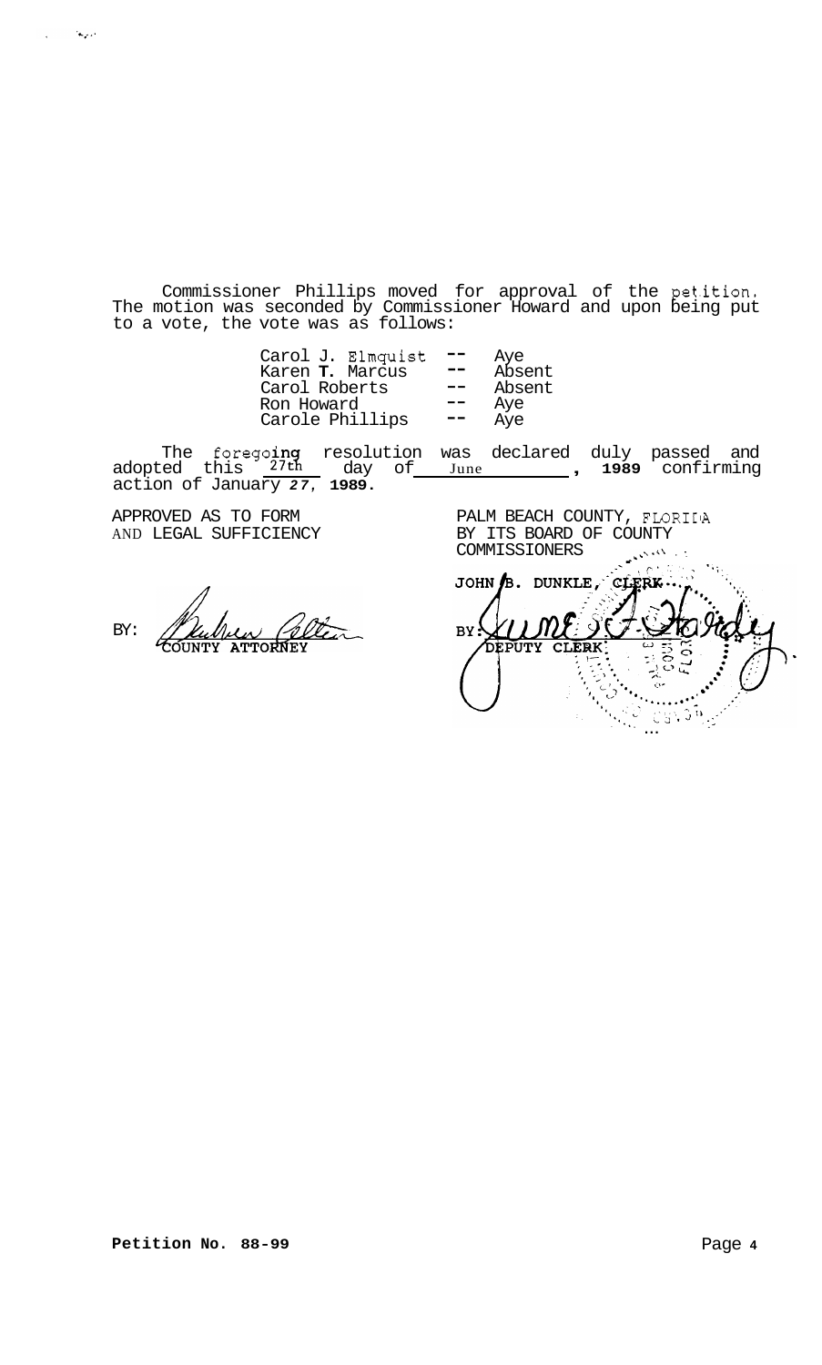Commissioner Phillips moved for approval of the petition. The motion was seconded by Commissioner Howard and upon being put to a vote, the vote was as follows:

| | | |
|---|---|---|
| Carol J. Elmquist | -- | Aye |
| Karen T. Marcus | -- | Absent |
| Carol Roberts | -- | Absent |
| Ron Howard | -- | Aye |
| Carole Phillips | -- | Aye |

The foregoing resolution was declared duly passed and adopted this 27th day of June, 1989 confirming action of January 27, 1989.

APPROVED AS TO FORM AND LEGAL SUFFICIENCY

BY: COUNTY ATTORNEY

PALM BEACH COUNTY, FLORIDA BY ITS BOARD OF COUNTY COMMISSIONERS

JOHN B. DUNKLE, CLERK

BY: DEPUTY CLERK

**Petition No. 88-99**